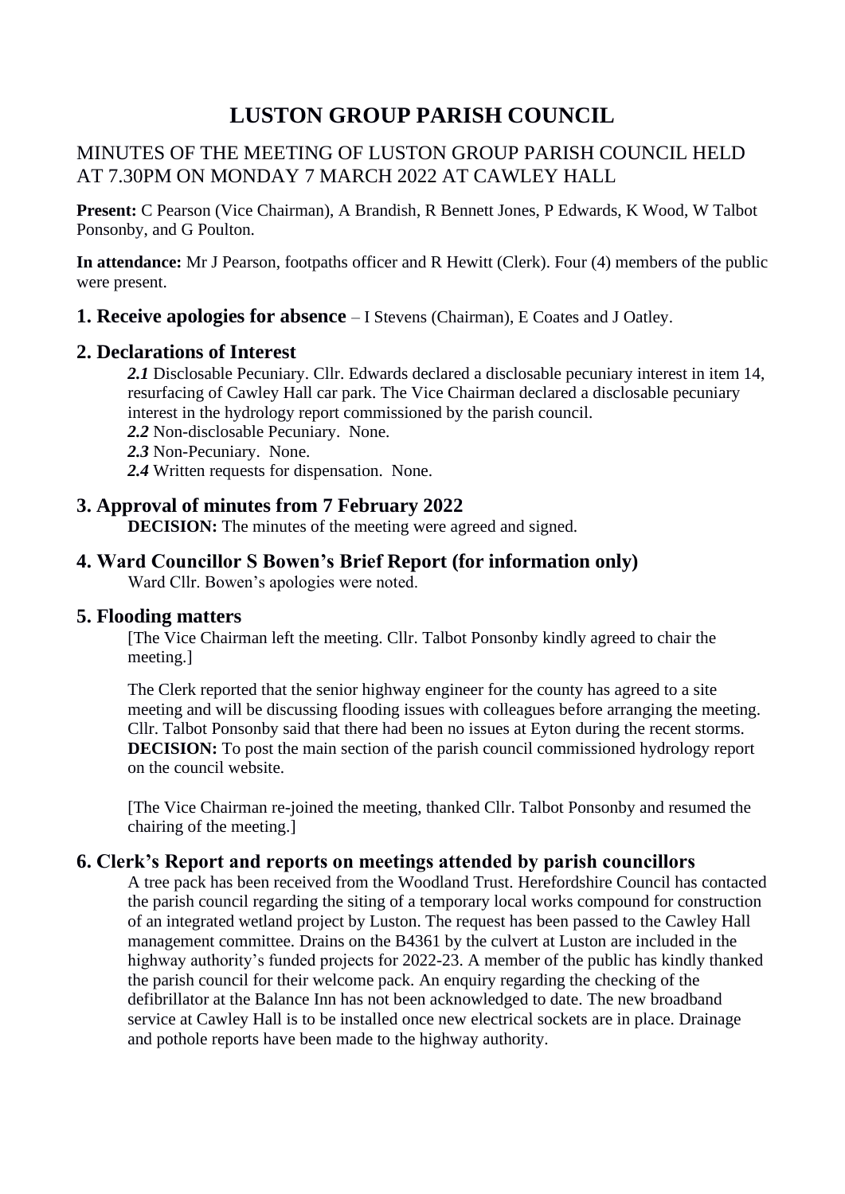# LUSTON GROUP PARISH COUNCIL

MINUTES OF THE MEETING OF LUSTON GROUP PARISH COUNCIL HELD AT 7.30PM ON MONDAY 7 MARCH 2022 AT CAWLEY HALL

**Present:** C Pearson (Vice Chairman), A Brandish, R Bennett Jones, P Edwards, K Wood, W Talbot Ponsonby, and G Poulton.

**In attendance:** Mr J Pearson, footpaths officer and R Hewitt (Clerk). Four (4) members of the public were present.

## 1. Receive apologies for absence – I Stevens (Chairman), E Coates and J Oatley.

## 2. Declarations of Interest

***2.1*** Disclosable Pecuniary. Cllr. Edwards declared a disclosable pecuniary interest in item 14, resurfacing of Cawley Hall car park. The Vice Chairman declared a disclosable pecuniary interest in the hydrology report commissioned by the parish council.

***2.2*** Non-disclosable Pecuniary. None.

***2.3*** Non-Pecuniary. None.

***2.4*** Written requests for dispensation. None.

## 3. Approval of minutes from 7 February 2022

**DECISION:** The minutes of the meeting were agreed and signed.

## 4. Ward Councillor S Bowen's Brief Report (for information only)

Ward Cllr. Bowen's apologies were noted.

## 5. Flooding matters

[The Vice Chairman left the meeting. Cllr. Talbot Ponsonby kindly agreed to chair the meeting.]

The Clerk reported that the senior highway engineer for the county has agreed to a site meeting and will be discussing flooding issues with colleagues before arranging the meeting. Cllr. Talbot Ponsonby said that there had been no issues at Eyton during the recent storms.

**DECISION:** To post the main section of the parish council commissioned hydrology report on the council website.

[The Vice Chairman re-joined the meeting, thanked Cllr. Talbot Ponsonby and resumed the chairing of the meeting.]

## 6. Clerk's Report and reports on meetings attended by parish councillors

A tree pack has been received from the Woodland Trust. Herefordshire Council has contacted the parish council regarding the siting of a temporary local works compound for construction of an integrated wetland project by Luston. The request has been passed to the Cawley Hall management committee. Drains on the B4361 by the culvert at Luston are included in the highway authority's funded projects for 2022-23. A member of the public has kindly thanked the parish council for their welcome pack. An enquiry regarding the checking of the defibrillator at the Balance Inn has not been acknowledged to date. The new broadband service at Cawley Hall is to be installed once new electrical sockets are in place. Drainage and pothole reports have been made to the highway authority.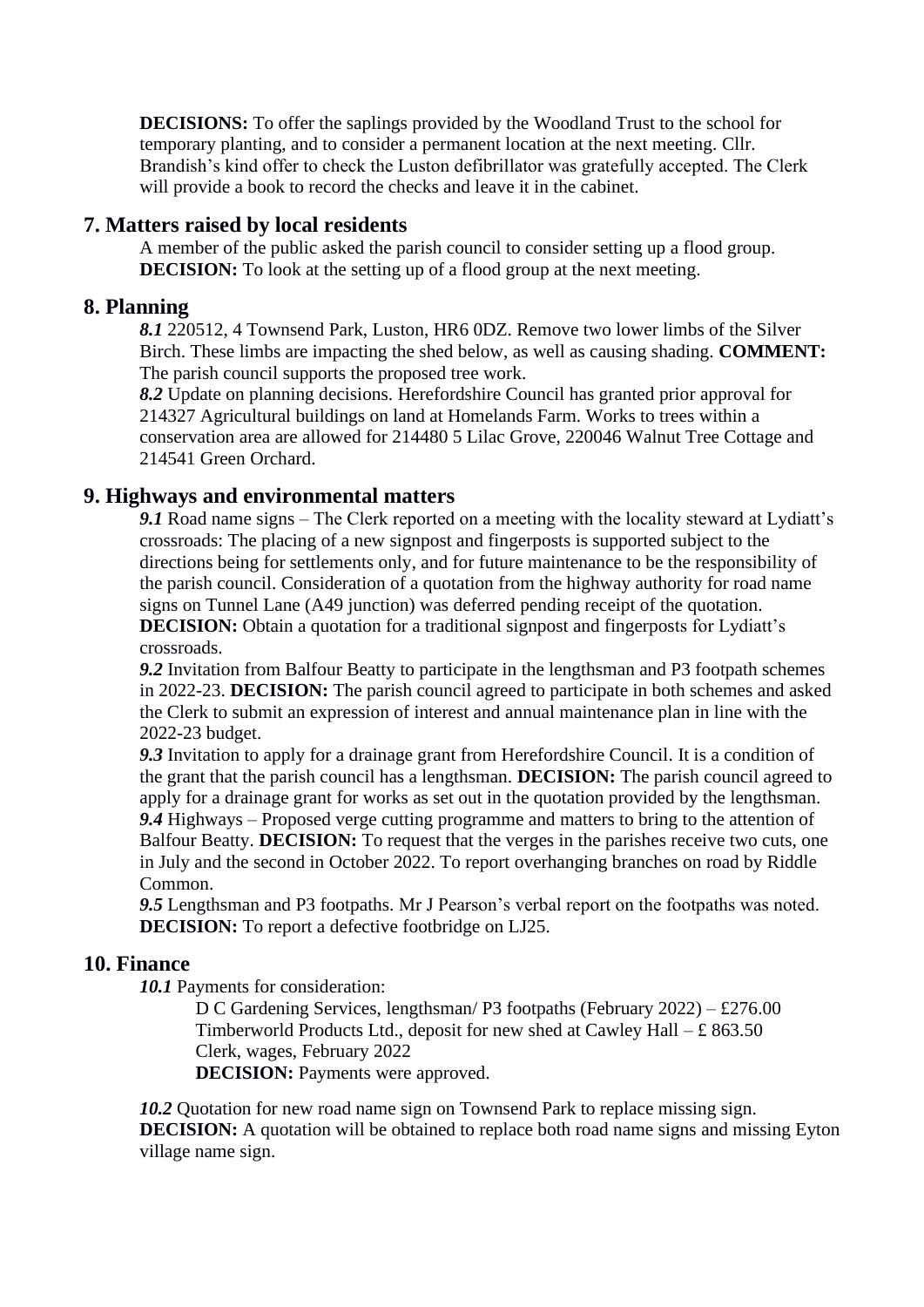**DECISIONS:** To offer the saplings provided by the Woodland Trust to the school for temporary planting, and to consider a permanent location at the next meeting. Cllr. Brandish's kind offer to check the Luston defibrillator was gratefully accepted. The Clerk will provide a book to record the checks and leave it in the cabinet.

## 7. Matters raised by local residents

A member of the public asked the parish council to consider setting up a flood group.
**DECISION:** To look at the setting up of a flood group at the next meeting.

## 8. Planning

***8.1*** 220512, 4 Townsend Park, Luston, HR6 0DZ. Remove two lower limbs of the Silver Birch. These limbs are impacting the shed below, as well as causing shading. **COMMENT:** The parish council supports the proposed tree work.
***8.2*** Update on planning decisions. Herefordshire Council has granted prior approval for 214327 Agricultural buildings on land at Homelands Farm. Works to trees within a conservation area are allowed for 214480 5 Lilac Grove, 220046 Walnut Tree Cottage and 214541 Green Orchard.

## 9. Highways and environmental matters

***9.1*** Road name signs – The Clerk reported on a meeting with the locality steward at Lydiatt's crossroads: The placing of a new signpost and fingerposts is supported subject to the directions being for settlements only, and for future maintenance to be the responsibility of the parish council. Consideration of a quotation from the highway authority for road name signs on Tunnel Lane (A49 junction) was deferred pending receipt of the quotation.
**DECISION:** Obtain a quotation for a traditional signpost and fingerposts for Lydiatt's crossroads.
***9.2*** Invitation from Balfour Beatty to participate in the lengthsman and P3 footpath schemes in 2022-23. **DECISION:** The parish council agreed to participate in both schemes and asked the Clerk to submit an expression of interest and annual maintenance plan in line with the 2022-23 budget.
***9.3*** Invitation to apply for a drainage grant from Herefordshire Council. It is a condition of the grant that the parish council has a lengthsman. **DECISION:** The parish council agreed to apply for a drainage grant for works as set out in the quotation provided by the lengthsman.
***9.4*** Highways – Proposed verge cutting programme and matters to bring to the attention of Balfour Beatty. **DECISION:** To request that the verges in the parishes receive two cuts, one in July and the second in October 2022. To report overhanging branches on road by Riddle Common.
***9.5*** Lengthsman and P3 footpaths. Mr J Pearson's verbal report on the footpaths was noted.
**DECISION:** To report a defective footbridge on LJ25.

## 10. Finance

***10.1*** Payments for consideration:

D C Gardening Services, lengthsman/ P3 footpaths (February 2022) – £276.00
Timberworld Products Ltd., deposit for new shed at Cawley Hall – £ 863.50
Clerk, wages, February 2022
**DECISION:** Payments were approved.

***10.2*** Quotation for new road name sign on Townsend Park to replace missing sign.
**DECISION:** A quotation will be obtained to replace both road name signs and missing Eyton village name sign.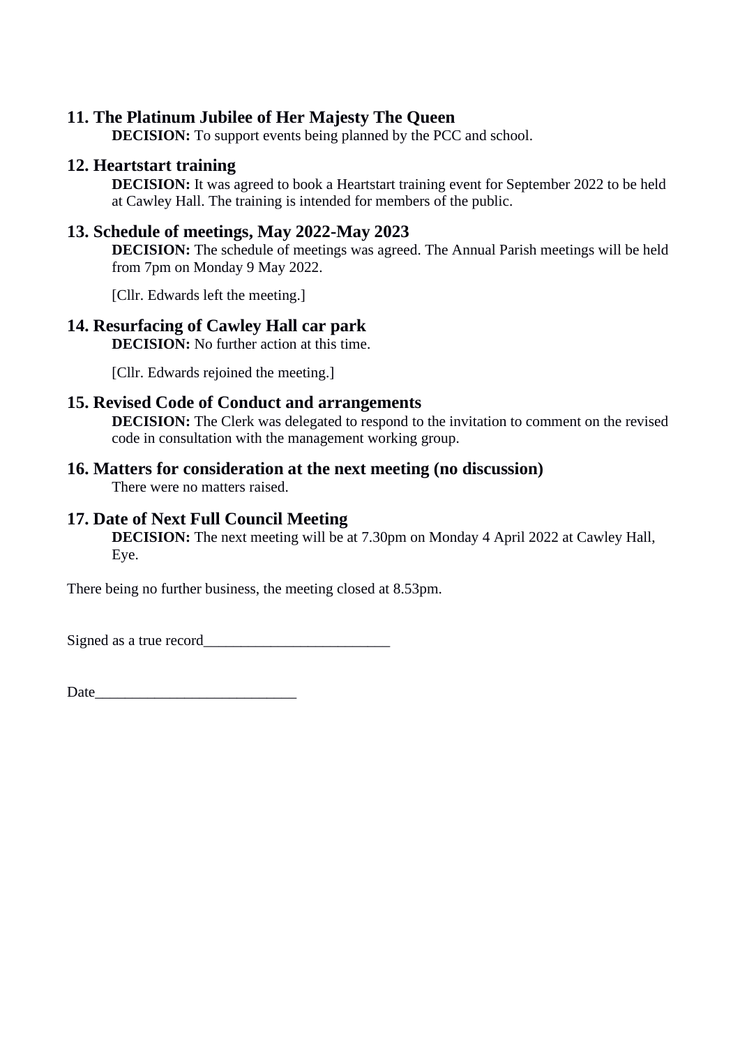## 11. The Platinum Jubilee of Her Majesty The Queen

**DECISION:** To support events being planned by the PCC and school.

## 12. Heartstart training

**DECISION:** It was agreed to book a Heartstart training event for September 2022 to be held at Cawley Hall. The training is intended for members of the public.

## 13. Schedule of meetings, May 2022-May 2023

**DECISION:** The schedule of meetings was agreed. The Annual Parish meetings will be held from 7pm on Monday 9 May 2022.

[Cllr. Edwards left the meeting.]

## 14. Resurfacing of Cawley Hall car park

**DECISION:** No further action at this time.

[Cllr. Edwards rejoined the meeting.]

## 15. Revised Code of Conduct and arrangements

**DECISION:** The Clerk was delegated to respond to the invitation to comment on the revised code in consultation with the management working group.

## 16. Matters for consideration at the next meeting (no discussion)

There were no matters raised.

## 17. Date of Next Full Council Meeting

**DECISION:** The next meeting will be at 7.30pm on Monday 4 April 2022 at Cawley Hall, Eye.

There being no further business, the meeting closed at 8.53pm.

Signed as a true record_________________________

Date___________________________